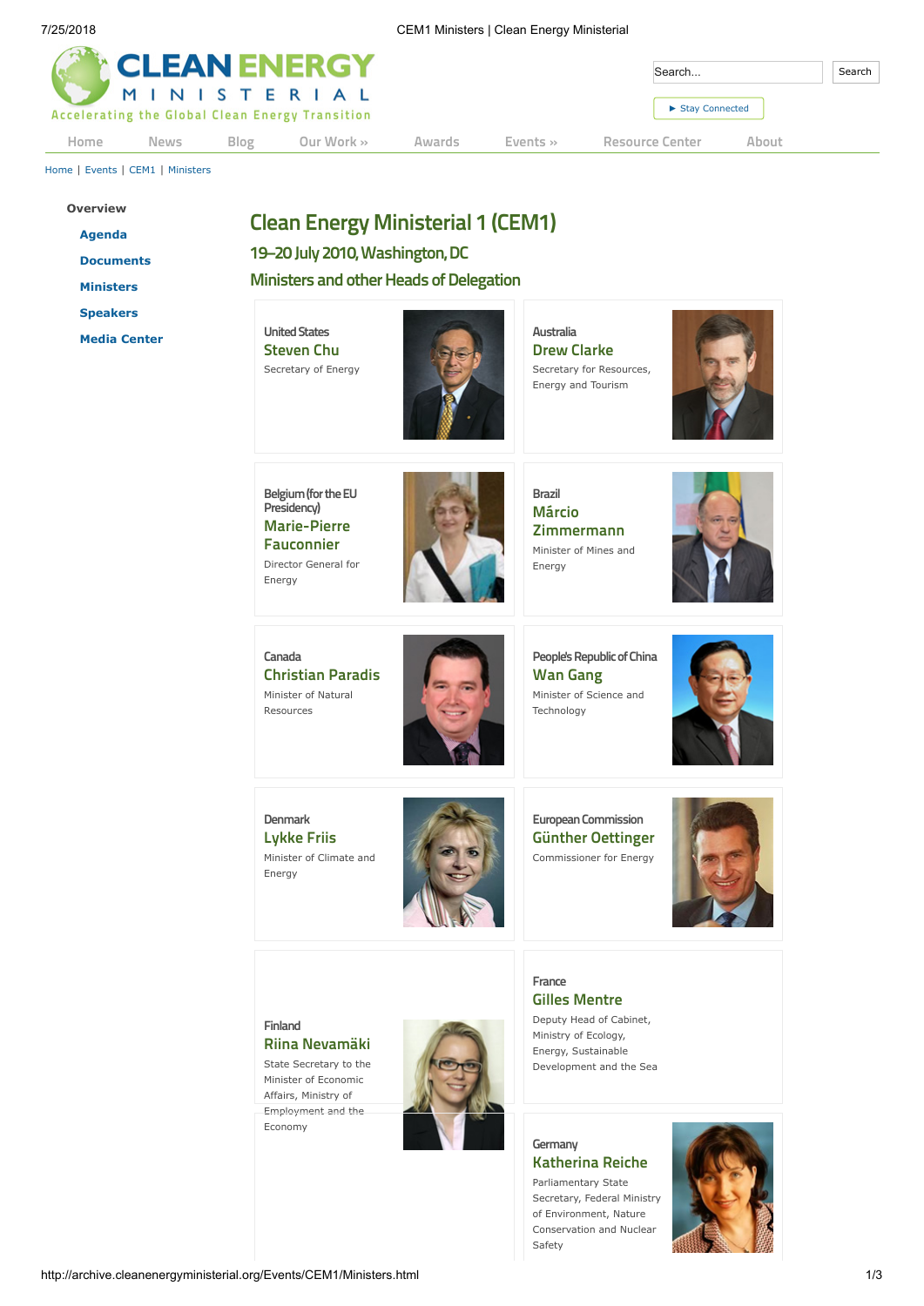# Clean Energy Ministerial 1 (CEM1)

## 19–20 July 2010, Washington, DC

## Ministers and other Heads of Delegation

United States
**Steven Chu**
Secretary of Energy

Australia
**Drew Clarke**
Secretary for Resources, Energy and Tourism

Belgium (for the EU Presidency)
**Marie-Pierre Fauconnier**
Director General for Energy

Brazil
**Márcio Zimmermann**
Minister of Mines and Energy

Canada
**Christian Paradis**
Minister of Natural Resources

People's Republic of China
**Wan Gang**
Minister of Science and Technology

Denmark
**Lykke Friis**
Minister of Climate and Energy

European Commission
**Günther Oettinger**
Commissioner for Energy

Finland
**Riina Nevamäki**
State Secretary to the Minister of Economic Affairs, Ministry of Employment and the Economy

France
**Gilles Mentre**
Deputy Head of Cabinet, Ministry of Ecology, Energy, Sustainable Development and the Sea

Germany
**Katherina Reiche**
Parliamentary State Secretary, Federal Ministry of Environment, Nature Conservation and Nuclear Safety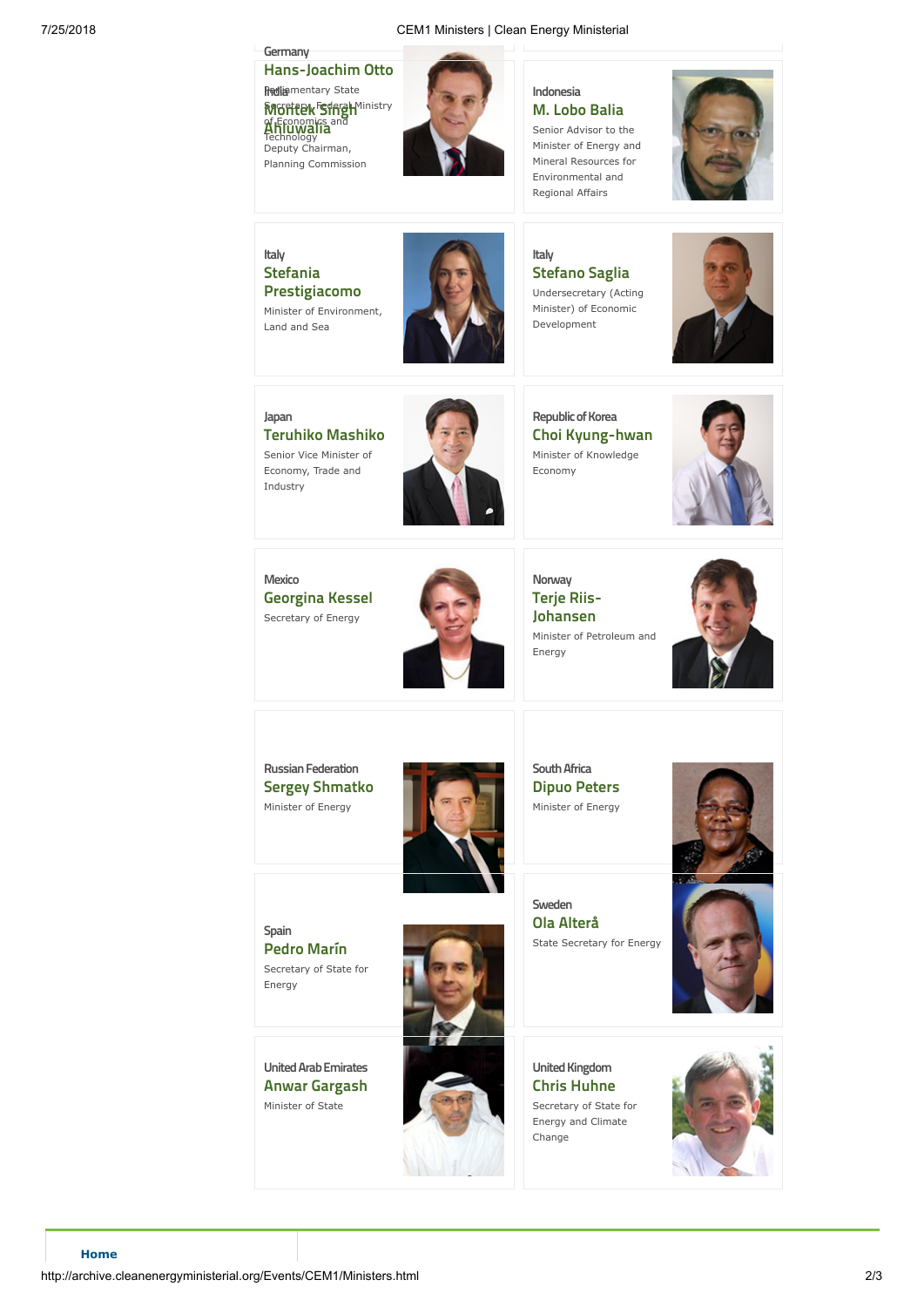Germany

**Hans-Joachim Otto**

Parliamentary State Secretary, Federal Ministry of Economics and Technology

India

**Montek Singh Ahluwalia**

Deputy Chairman, Planning Commission

Indonesia

**M. Lobo Balia**

Senior Advisor to the Minister of Energy and Mineral Resources for Environmental and Regional Affairs

Italy

**Stefania Prestigiacomo**

Minister of Environment, Land and Sea

Italy

**Stefano Saglia**

Undersecretary (Acting Minister) of Economic Development

Japan

**Teruhiko Mashiko**

Senior Vice Minister of Economy, Trade and Industry

Republic of Korea

**Choi Kyung-hwan**

Minister of Knowledge Economy

Mexico

**Georgina Kessel**

Secretary of Energy

Norway

**Terje Riis-Johansen**

Minister of Petroleum and Energy

Russian Federation

**Sergey Shmatko**

Minister of Energy

South Africa

**Dipuo Peters**

Minister of Energy

Spain

**Pedro Marín**

Secretary of State for Energy

Sweden

**Ola Alterå**

State Secretary for Energy

United Arab Emirates

**Anwar Gargash**

Minister of State

United Kingdom

**Chris Huhne**

Secretary of State for Energy and Climate Change

**Home**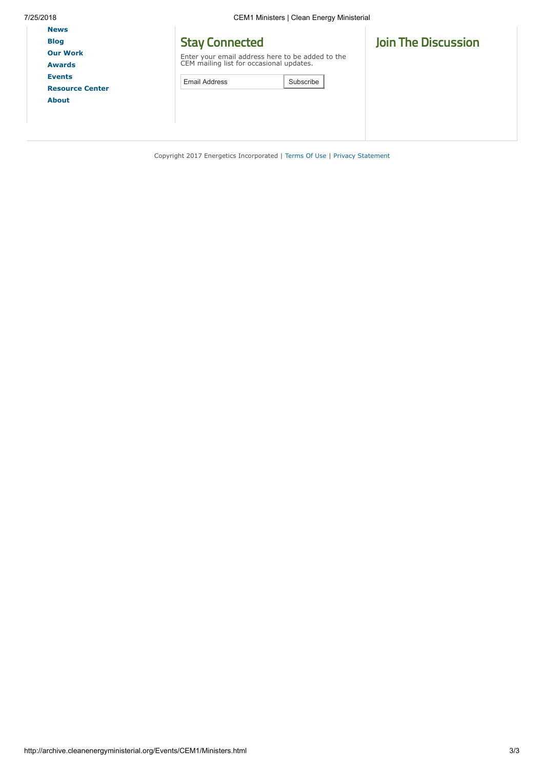- **News**
- **Blog**
- **Our Work**
- **Awards**
- **Events**
- **Resource Center**
- **About**

## Stay Connected

Enter your email address here to be added to the CEM mailing list for occasional updates.

Email Address | Subscribe

## Join The Discussion

Copyright 2017 Energetics Incorporated | Terms Of Use | Privacy Statement